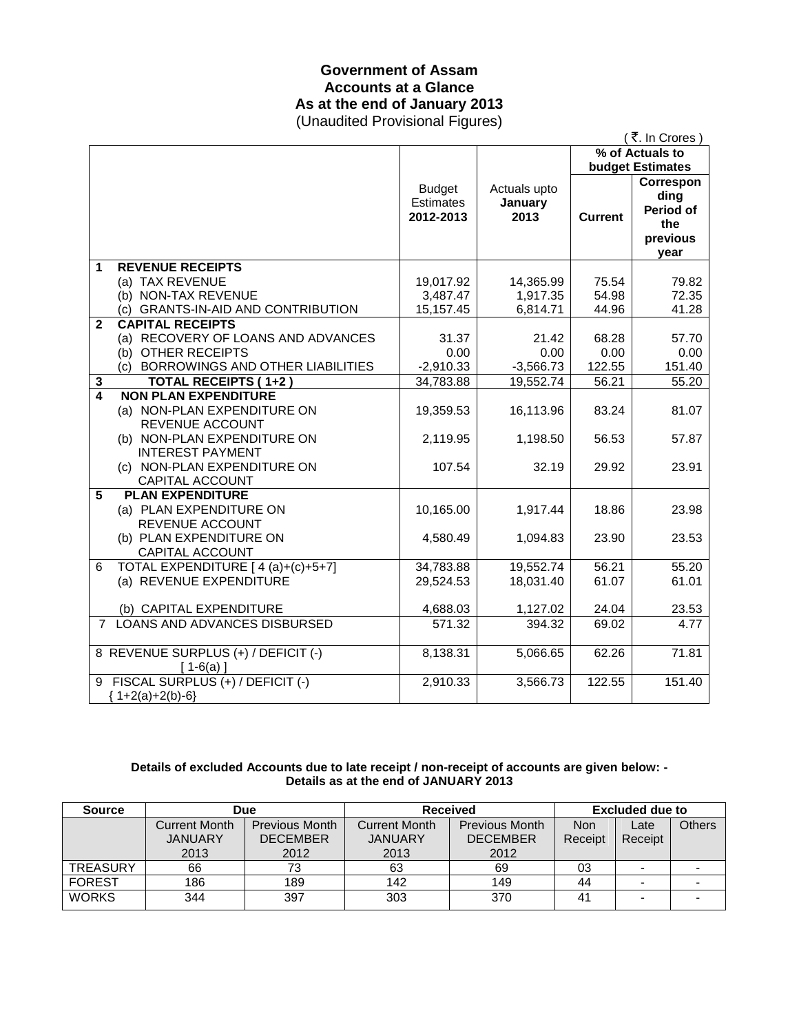# Government of Assam
## Accounts at a Glance
## As at the end of January 2013
(Unaudited Provisional Figures)

( ₹. In Crores )

| | Budget Estimates 2012-2013 | Actuals upto January 2013 | % of Actuals to budget Estimates | |
|---|---|---|---|---|
| | | | **Current** | **Corresponding Period of the previous year** |
| **1 REVENUE RECEIPTS** | | | | |
| (a) TAX REVENUE | 19,017.92 | 14,365.99 | 75.54 | 79.82 |
| (b) NON-TAX REVENUE | 3,487.47 | 1,917.35 | 54.98 | 72.35 |
| (c) GRANTS-IN-AID AND CONTRIBUTION | 15,157.45 | 6,814.71 | 44.96 | 41.28 |
| **2 CAPITAL RECEIPTS** | | | | |
| (a) RECOVERY OF LOANS AND ADVANCES | 31.37 | 21.42 | 68.28 | 57.70 |
| (b) OTHER RECEIPTS | 0.00 | 0.00 | 0.00 | 0.00 |
| (c) BORROWINGS AND OTHER LIABILITIES | -2,910.33 | -3,566.73 | 122.55 | 151.40 |
| **3 TOTAL RECEIPTS ( 1+2 )** | 34,783.88 | 19,552.74 | 56.21 | 55.20 |
| **4 NON PLAN EXPENDITURE** | | | | |
| (a) NON-PLAN EXPENDITURE ON REVENUE ACCOUNT | 19,359.53 | 16,113.96 | 83.24 | 81.07 |
| (b) NON-PLAN EXPENDITURE ON INTEREST PAYMENT | 2,119.95 | 1,198.50 | 56.53 | 57.87 |
| (c) NON-PLAN EXPENDITURE ON CAPITAL ACCOUNT | 107.54 | 32.19 | 29.92 | 23.91 |
| **5 PLAN EXPENDITURE** | | | | |
| (a) PLAN EXPENDITURE ON REVENUE ACCOUNT | 10,165.00 | 1,917.44 | 18.86 | 23.98 |
| (b) PLAN EXPENDITURE ON CAPITAL ACCOUNT | 4,580.49 | 1,094.83 | 23.90 | 23.53 |
| 6 TOTAL EXPENDITURE [ 4 (a)+(c)+5+7] | 34,783.88 | 19,552.74 | 56.21 | 55.20 |
| (a) REVENUE EXPENDITURE | 29,524.53 | 18,031.40 | 61.07 | 61.01 |
| (b) CAPITAL EXPENDITURE | 4,688.03 | 1,127.02 | 24.04 | 23.53 |
| 7 LOANS AND ADVANCES DISBURSED | 571.32 | 394.32 | 69.02 | 4.77 |
| 8 REVENUE SURPLUS (+) / DEFICIT (-) [ 1-6(a) ] | 8,138.31 | 5,066.65 | 62.26 | 71.81 |
| 9 FISCAL SURPLUS (+) / DEFICIT (-) { 1+2(a)+2(b)-6} | 2,910.33 | 3,566.73 | 122.55 | 151.40 |

**Details of excluded Accounts due to late receipt / non-receipt of accounts are given below: -**
**Details as at the end of JANUARY 2013**

| Source | Due | | Received | | Excluded due to | | |
|---|---|---|---|---|---|---|---|
| | Current Month JANUARY 2013 | Previous Month DECEMBER 2012 | Current Month JANUARY 2013 | Previous Month DECEMBER 2012 | Non Receipt | Late Receipt | Others |
| TREASURY | 66 | 73 | 63 | 69 | 03 | - | - |
| FOREST | 186 | 189 | 142 | 149 | 44 | - | - |
| WORKS | 344 | 397 | 303 | 370 | 41 | - | - |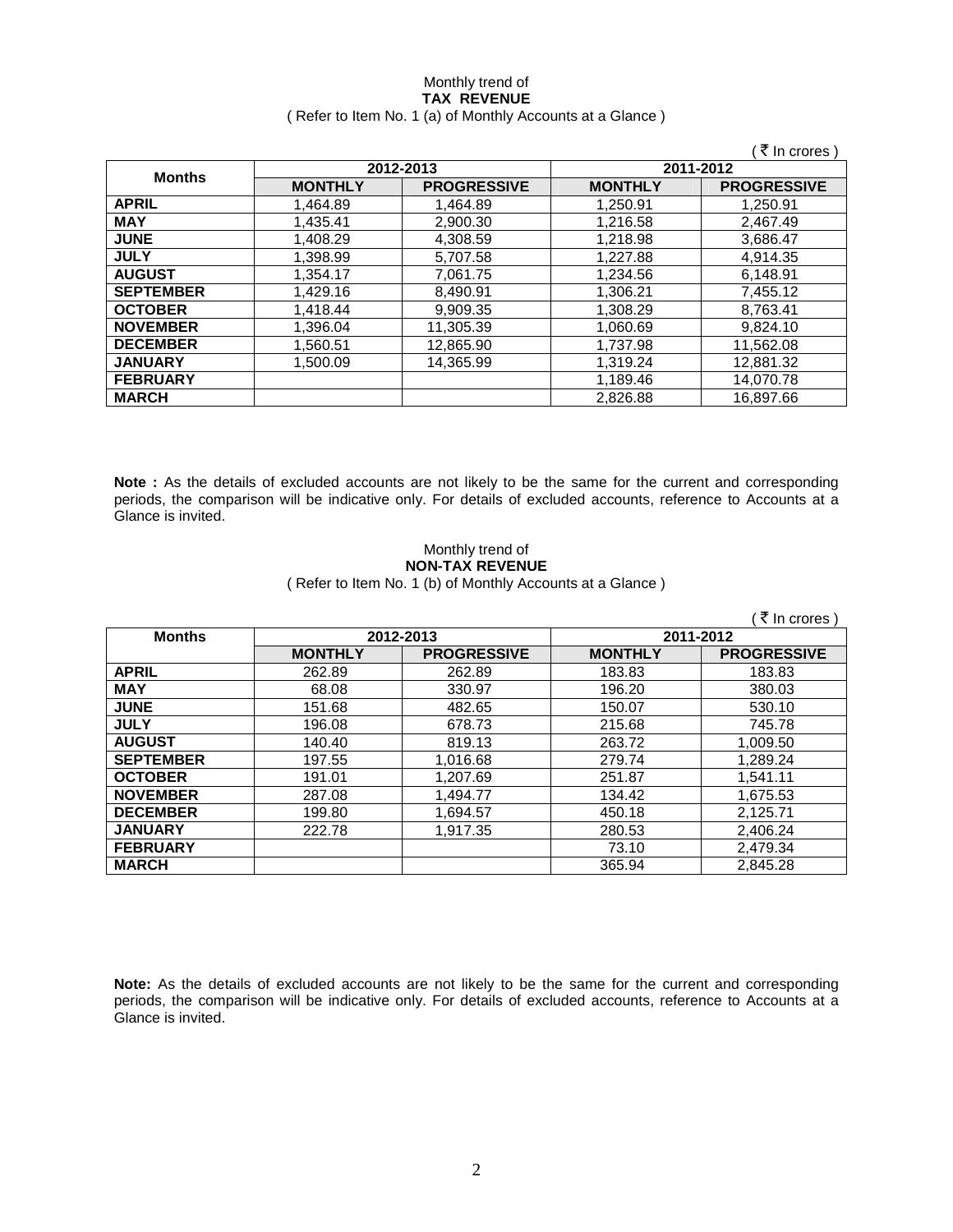Monthly trend of
**TAX REVENUE**
( Refer to Item No. 1 (a) of Monthly Accounts at a Glance )

( ₹ In crores )

| Months | 2012-2013 | | 2011-2012 | |
|---|---|---|---|---|
| | **MONTHLY** | **PROGRESSIVE** | **MONTHLY** | **PROGRESSIVE** |
| **APRIL** | 1,464.89 | 1,464.89 | 1,250.91 | 1,250.91 |
| **MAY** | 1,435.41 | 2,900.30 | 1,216.58 | 2,467.49 |
| **JUNE** | 1,408.29 | 4,308.59 | 1,218.98 | 3,686.47 |
| **JULY** | 1,398.99 | 5,707.58 | 1,227.88 | 4,914.35 |
| **AUGUST** | 1,354.17 | 7,061.75 | 1,234.56 | 6,148.91 |
| **SEPTEMBER** | 1,429.16 | 8,490.91 | 1,306.21 | 7,455.12 |
| **OCTOBER** | 1,418.44 | 9,909.35 | 1,308.29 | 8,763.41 |
| **NOVEMBER** | 1,396.04 | 11,305.39 | 1,060.69 | 9,824.10 |
| **DECEMBER** | 1,560.51 | 12,865.90 | 1,737.98 | 11,562.08 |
| **JANUARY** | 1,500.09 | 14,365.99 | 1,319.24 | 12,881.32 |
| **FEBRUARY** | | | 1,189.46 | 14,070.78 |
| **MARCH** | | | 2,826.88 | 16,897.66 |

**Note :** As the details of excluded accounts are not likely to be the same for the current and corresponding periods, the comparison will be indicative only. For details of excluded accounts, reference to Accounts at a Glance is invited.

Monthly trend of
**NON-TAX REVENUE**
( Refer to Item No. 1 (b) of Monthly Accounts at a Glance )

( ₹ In crores )

| Months | 2012-2013 | | 2011-2012 | |
|---|---|---|---|---|
| | **MONTHLY** | **PROGRESSIVE** | **MONTHLY** | **PROGRESSIVE** |
| **APRIL** | 262.89 | 262.89 | 183.83 | 183.83 |
| **MAY** | 68.08 | 330.97 | 196.20 | 380.03 |
| **JUNE** | 151.68 | 482.65 | 150.07 | 530.10 |
| **JULY** | 196.08 | 678.73 | 215.68 | 745.78 |
| **AUGUST** | 140.40 | 819.13 | 263.72 | 1,009.50 |
| **SEPTEMBER** | 197.55 | 1,016.68 | 279.74 | 1,289.24 |
| **OCTOBER** | 191.01 | 1,207.69 | 251.87 | 1,541.11 |
| **NOVEMBER** | 287.08 | 1,494.77 | 134.42 | 1,675.53 |
| **DECEMBER** | 199.80 | 1,694.57 | 450.18 | 2,125.71 |
| **JANUARY** | 222.78 | 1,917.35 | 280.53 | 2,406.24 |
| **FEBRUARY** | | | 73.10 | 2,479.34 |
| **MARCH** | | | 365.94 | 2,845.28 |

**Note:** As the details of excluded accounts are not likely to be the same for the current and corresponding periods, the comparison will be indicative only. For details of excluded accounts, reference to Accounts at a Glance is invited.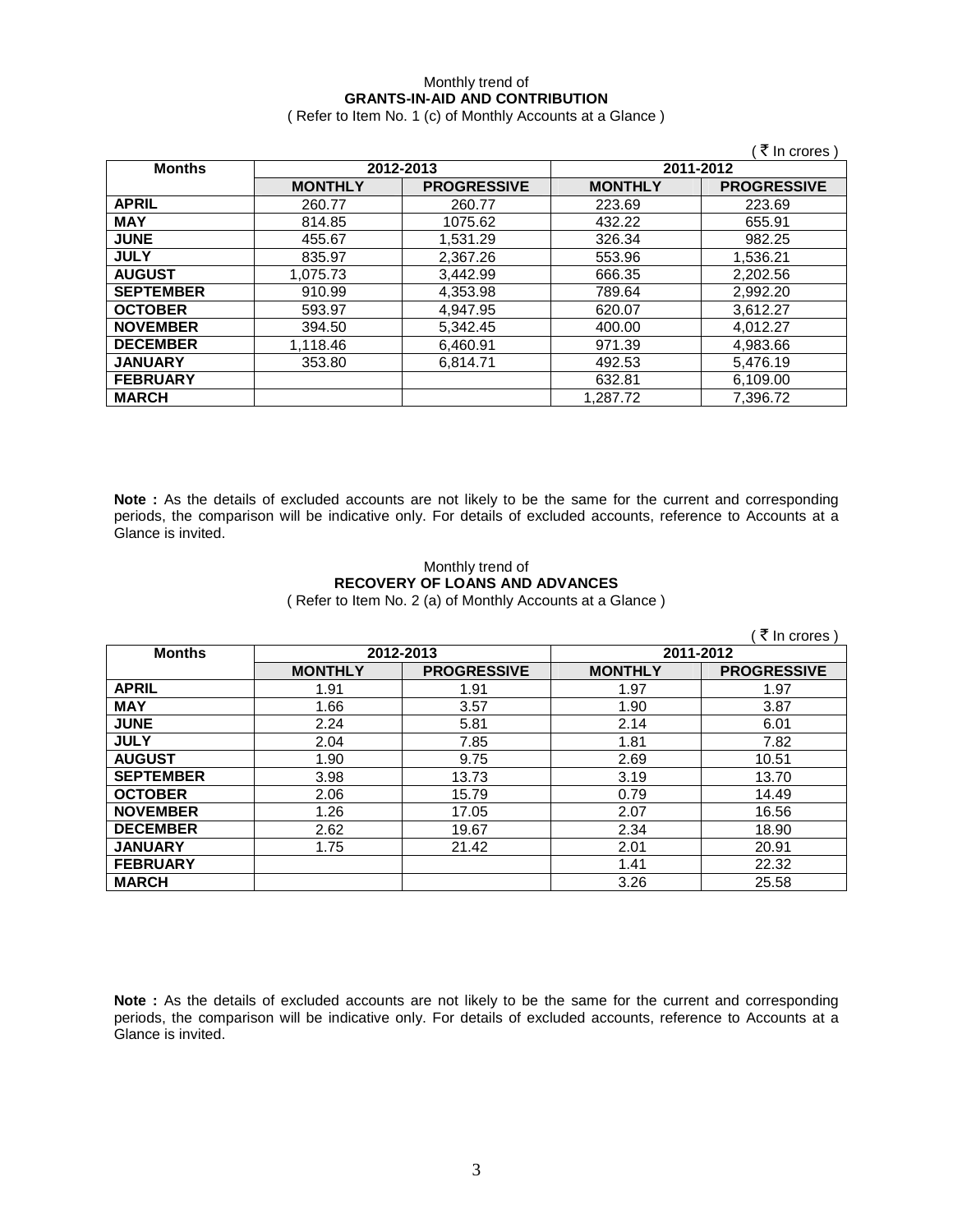Monthly trend of
**GRANTS-IN-AID AND CONTRIBUTION**
( Refer to Item No. 1 (c) of Monthly Accounts at a Glance )

( ₹ In crores )

| Months | 2012-2013 | | 2011-2012 | |
|---|---|---|---|---|
| | MONTHLY | PROGRESSIVE | MONTHLY | PROGRESSIVE |
| **APRIL** | 260.77 | 260.77 | 223.69 | 223.69 |
| **MAY** | 814.85 | 1075.62 | 432.22 | 655.91 |
| **JUNE** | 455.67 | 1,531.29 | 326.34 | 982.25 |
| **JULY** | 835.97 | 2,367.26 | 553.96 | 1,536.21 |
| **AUGUST** | 1,075.73 | 3,442.99 | 666.35 | 2,202.56 |
| **SEPTEMBER** | 910.99 | 4,353.98 | 789.64 | 2,992.20 |
| **OCTOBER** | 593.97 | 4,947.95 | 620.07 | 3,612.27 |
| **NOVEMBER** | 394.50 | 5,342.45 | 400.00 | 4,012.27 |
| **DECEMBER** | 1,118.46 | 6,460.91 | 971.39 | 4,983.66 |
| **JANUARY** | 353.80 | 6,814.71 | 492.53 | 5,476.19 |
| **FEBRUARY** | | | 632.81 | 6,109.00 |
| **MARCH** | | | 1,287.72 | 7,396.72 |

**Note :** As the details of excluded accounts are not likely to be the same for the current and corresponding periods, the comparison will be indicative only. For details of excluded accounts, reference to Accounts at a Glance is invited.

Monthly trend of
**RECOVERY OF LOANS AND ADVANCES**
( Refer to Item No. 2 (a) of Monthly Accounts at a Glance )

( ₹ In crores )

| Months | 2012-2013 | | 2011-2012 | |
|---|---|---|---|---|
| | MONTHLY | PROGRESSIVE | MONTHLY | PROGRESSIVE |
| **APRIL** | 1.91 | 1.91 | 1.97 | 1.97 |
| **MAY** | 1.66 | 3.57 | 1.90 | 3.87 |
| **JUNE** | 2.24 | 5.81 | 2.14 | 6.01 |
| **JULY** | 2.04 | 7.85 | 1.81 | 7.82 |
| **AUGUST** | 1.90 | 9.75 | 2.69 | 10.51 |
| **SEPTEMBER** | 3.98 | 13.73 | 3.19 | 13.70 |
| **OCTOBER** | 2.06 | 15.79 | 0.79 | 14.49 |
| **NOVEMBER** | 1.26 | 17.05 | 2.07 | 16.56 |
| **DECEMBER** | 2.62 | 19.67 | 2.34 | 18.90 |
| **JANUARY** | 1.75 | 21.42 | 2.01 | 20.91 |
| **FEBRUARY** | | | 1.41 | 22.32 |
| **MARCH** | | | 3.26 | 25.58 |

**Note :** As the details of excluded accounts are not likely to be the same for the current and corresponding periods, the comparison will be indicative only. For details of excluded accounts, reference to Accounts at a Glance is invited.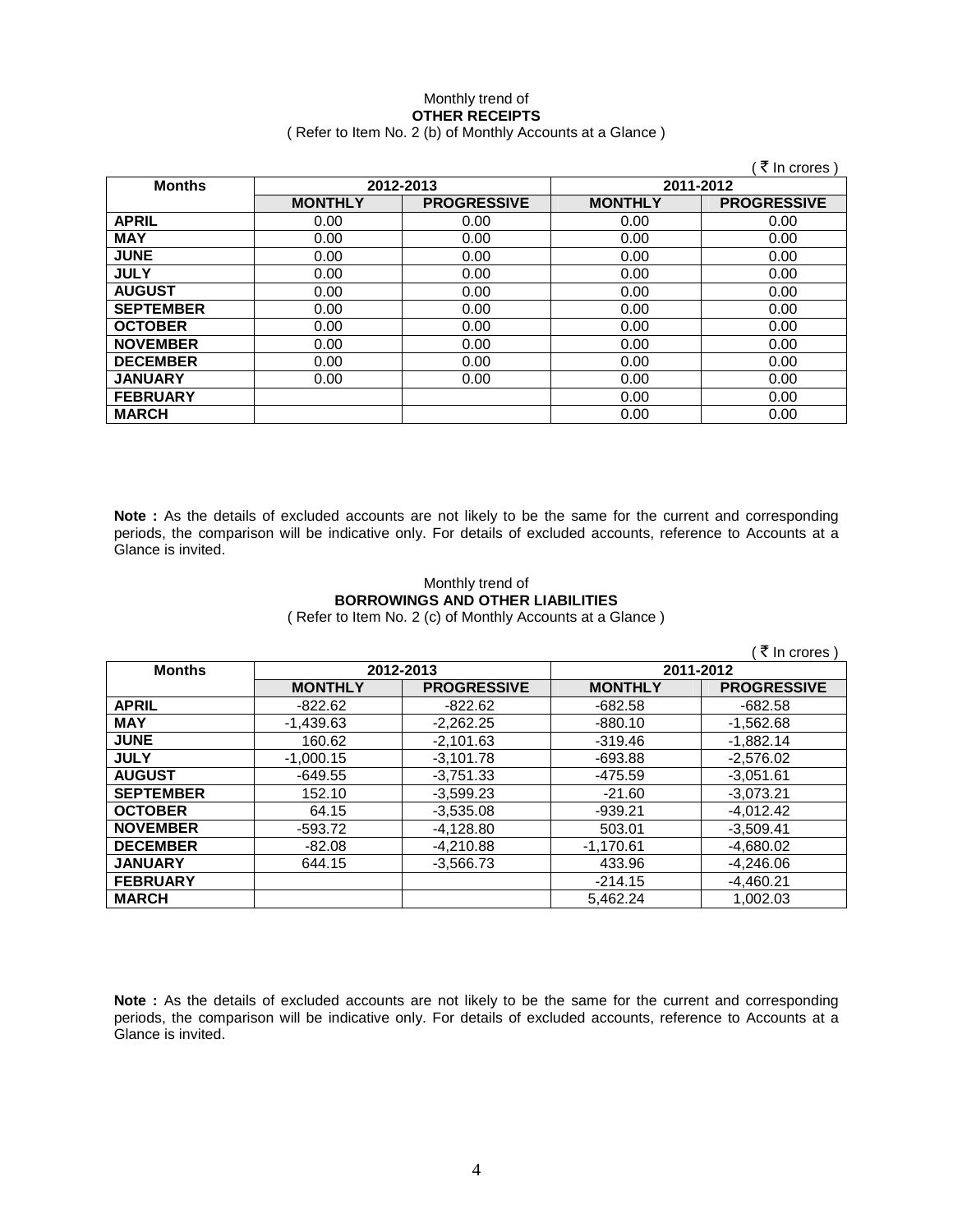Monthly trend of

**OTHER RECEIPTS**

( Refer to Item No. 2 (b) of Monthly Accounts at a Glance )

( ₹ In crores )

| Months | 2012-2013 | | 2011-2012 | |
|---|---|---|---|---|
| | **MONTHLY** | **PROGRESSIVE** | **MONTHLY** | **PROGRESSIVE** |
| **APRIL** | 0.00 | 0.00 | 0.00 | 0.00 |
| **MAY** | 0.00 | 0.00 | 0.00 | 0.00 |
| **JUNE** | 0.00 | 0.00 | 0.00 | 0.00 |
| **JULY** | 0.00 | 0.00 | 0.00 | 0.00 |
| **AUGUST** | 0.00 | 0.00 | 0.00 | 0.00 |
| **SEPTEMBER** | 0.00 | 0.00 | 0.00 | 0.00 |
| **OCTOBER** | 0.00 | 0.00 | 0.00 | 0.00 |
| **NOVEMBER** | 0.00 | 0.00 | 0.00 | 0.00 |
| **DECEMBER** | 0.00 | 0.00 | 0.00 | 0.00 |
| **JANUARY** | 0.00 | 0.00 | 0.00 | 0.00 |
| **FEBRUARY** | | | 0.00 | 0.00 |
| **MARCH** | | | 0.00 | 0.00 |

**Note :** As the details of excluded accounts are not likely to be the same for the current and corresponding periods, the comparison will be indicative only. For details of excluded accounts, reference to Accounts at a Glance is invited.

Monthly trend of

**BORROWINGS AND OTHER LIABILITIES**

( Refer to Item No. 2 (c) of Monthly Accounts at a Glance )

( ₹ In crores )

| Months | 2012-2013 | | 2011-2012 | |
|---|---|---|---|---|
| | **MONTHLY** | **PROGRESSIVE** | **MONTHLY** | **PROGRESSIVE** |
| **APRIL** | -822.62 | -822.62 | -682.58 | -682.58 |
| **MAY** | -1,439.63 | -2,262.25 | -880.10 | -1,562.68 |
| **JUNE** | 160.62 | -2,101.63 | -319.46 | -1,882.14 |
| **JULY** | -1,000.15 | -3,101.78 | -693.88 | -2,576.02 |
| **AUGUST** | -649.55 | -3,751.33 | -475.59 | -3,051.61 |
| **SEPTEMBER** | 152.10 | -3,599.23 | -21.60 | -3,073.21 |
| **OCTOBER** | 64.15 | -3,535.08 | -939.21 | -4,012.42 |
| **NOVEMBER** | -593.72 | -4,128.80 | 503.01 | -3,509.41 |
| **DECEMBER** | -82.08 | -4,210.88 | -1,170.61 | -4,680.02 |
| **JANUARY** | 644.15 | -3,566.73 | 433.96 | -4,246.06 |
| **FEBRUARY** | | | -214.15 | -4,460.21 |
| **MARCH** | | | 5,462.24 | 1,002.03 |

**Note :** As the details of excluded accounts are not likely to be the same for the current and corresponding periods, the comparison will be indicative only. For details of excluded accounts, reference to Accounts at a Glance is invited.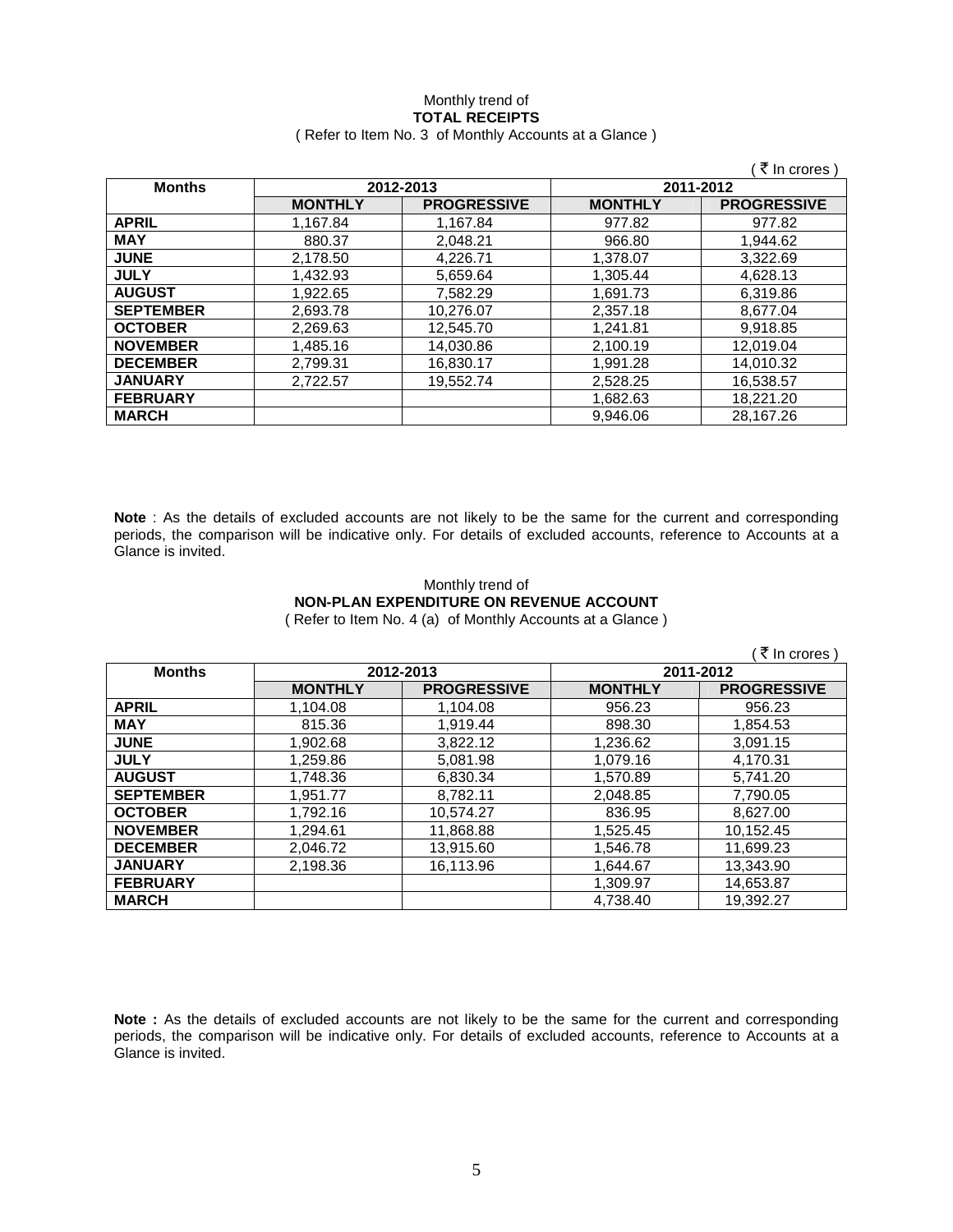Monthly trend of

**TOTAL RECEIPTS**

( Refer to Item No. 3 of Monthly Accounts at a Glance )

( ₹ In crores )

| Months | 2012-2013 | | 2011-2012 | |
|---|---|---|---|---|
| | MONTHLY | PROGRESSIVE | MONTHLY | PROGRESSIVE |
| APRIL | 1,167.84 | 1,167.84 | 977.82 | 977.82 |
| MAY | 880.37 | 2,048.21 | 966.80 | 1,944.62 |
| JUNE | 2,178.50 | 4,226.71 | 1,378.07 | 3,322.69 |
| JULY | 1,432.93 | 5,659.64 | 1,305.44 | 4,628.13 |
| AUGUST | 1,922.65 | 7,582.29 | 1,691.73 | 6,319.86 |
| SEPTEMBER | 2,693.78 | 10,276.07 | 2,357.18 | 8,677.04 |
| OCTOBER | 2,269.63 | 12,545.70 | 1,241.81 | 9,918.85 |
| NOVEMBER | 1,485.16 | 14,030.86 | 2,100.19 | 12,019.04 |
| DECEMBER | 2,799.31 | 16,830.17 | 1,991.28 | 14,010.32 |
| JANUARY | 2,722.57 | 19,552.74 | 2,528.25 | 16,538.57 |
| FEBRUARY | | | 1,682.63 | 18,221.20 |
| MARCH | | | 9,946.06 | 28,167.26 |

**Note** : As the details of excluded accounts are not likely to be the same for the current and corresponding periods, the comparison will be indicative only. For details of excluded accounts, reference to Accounts at a Glance is invited.

Monthly trend of

**NON-PLAN EXPENDITURE ON REVENUE ACCOUNT**

( Refer to Item No. 4 (a) of Monthly Accounts at a Glance )

( ₹ In crores )

| Months | 2012-2013 | | 2011-2012 | |
|---|---|---|---|---|
| | MONTHLY | PROGRESSIVE | MONTHLY | PROGRESSIVE |
| APRIL | 1,104.08 | 1,104.08 | 956.23 | 956.23 |
| MAY | 815.36 | 1,919.44 | 898.30 | 1,854.53 |
| JUNE | 1,902.68 | 3,822.12 | 1,236.62 | 3,091.15 |
| JULY | 1,259.86 | 5,081.98 | 1,079.16 | 4,170.31 |
| AUGUST | 1,748.36 | 6,830.34 | 1,570.89 | 5,741.20 |
| SEPTEMBER | 1,951.77 | 8,782.11 | 2,048.85 | 7,790.05 |
| OCTOBER | 1,792.16 | 10,574.27 | 836.95 | 8,627.00 |
| NOVEMBER | 1,294.61 | 11,868.88 | 1,525.45 | 10,152.45 |
| DECEMBER | 2,046.72 | 13,915.60 | 1,546.78 | 11,699.23 |
| JANUARY | 2,198.36 | 16,113.96 | 1,644.67 | 13,343.90 |
| FEBRUARY | | | 1,309.97 | 14,653.87 |
| MARCH | | | 4,738.40 | 19,392.27 |

**Note :** As the details of excluded accounts are not likely to be the same for the current and corresponding periods, the comparison will be indicative only. For details of excluded accounts, reference to Accounts at a Glance is invited.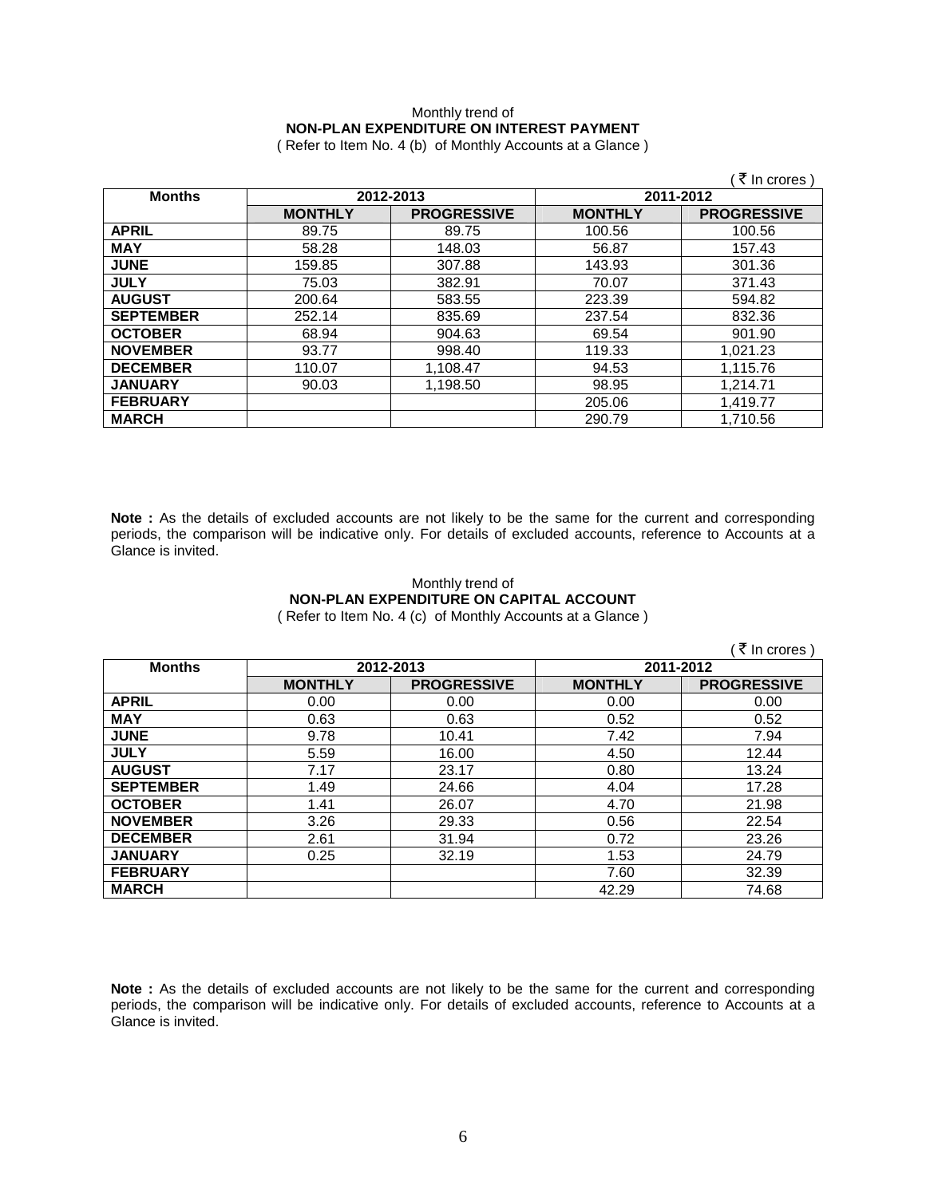Monthly trend of

**NON-PLAN EXPENDITURE ON INTEREST PAYMENT**

( Refer to Item No. 4 (b) of Monthly Accounts at a Glance )

( ₹ In crores )

| Months | 2012-2013 | | 2011-2012 | |
|---|---|---|---|---|
| | **MONTHLY** | **PROGRESSIVE** | **MONTHLY** | **PROGRESSIVE** |
| **APRIL** | 89.75 | 89.75 | 100.56 | 100.56 |
| **MAY** | 58.28 | 148.03 | 56.87 | 157.43 |
| **JUNE** | 159.85 | 307.88 | 143.93 | 301.36 |
| **JULY** | 75.03 | 382.91 | 70.07 | 371.43 |
| **AUGUST** | 200.64 | 583.55 | 223.39 | 594.82 |
| **SEPTEMBER** | 252.14 | 835.69 | 237.54 | 832.36 |
| **OCTOBER** | 68.94 | 904.63 | 69.54 | 901.90 |
| **NOVEMBER** | 93.77 | 998.40 | 119.33 | 1,021.23 |
| **DECEMBER** | 110.07 | 1,108.47 | 94.53 | 1,115.76 |
| **JANUARY** | 90.03 | 1,198.50 | 98.95 | 1,214.71 |
| **FEBRUARY** | | | 205.06 | 1,419.77 |
| **MARCH** | | | 290.79 | 1,710.56 |

**Note :** As the details of excluded accounts are not likely to be the same for the current and corresponding periods, the comparison will be indicative only. For details of excluded accounts, reference to Accounts at a Glance is invited.

Monthly trend of

**NON-PLAN EXPENDITURE ON CAPITAL ACCOUNT**

( Refer to Item No. 4 (c) of Monthly Accounts at a Glance )

( ₹ In crores )

| Months | 2012-2013 | | 2011-2012 | |
|---|---|---|---|---|
| | **MONTHLY** | **PROGRESSIVE** | **MONTHLY** | **PROGRESSIVE** |
| **APRIL** | 0.00 | 0.00 | 0.00 | 0.00 |
| **MAY** | 0.63 | 0.63 | 0.52 | 0.52 |
| **JUNE** | 9.78 | 10.41 | 7.42 | 7.94 |
| **JULY** | 5.59 | 16.00 | 4.50 | 12.44 |
| **AUGUST** | 7.17 | 23.17 | 0.80 | 13.24 |
| **SEPTEMBER** | 1.49 | 24.66 | 4.04 | 17.28 |
| **OCTOBER** | 1.41 | 26.07 | 4.70 | 21.98 |
| **NOVEMBER** | 3.26 | 29.33 | 0.56 | 22.54 |
| **DECEMBER** | 2.61 | 31.94 | 0.72 | 23.26 |
| **JANUARY** | 0.25 | 32.19 | 1.53 | 24.79 |
| **FEBRUARY** | | | 7.60 | 32.39 |
| **MARCH** | | | 42.29 | 74.68 |

**Note :** As the details of excluded accounts are not likely to be the same for the current and corresponding periods, the comparison will be indicative only. For details of excluded accounts, reference to Accounts at a Glance is invited.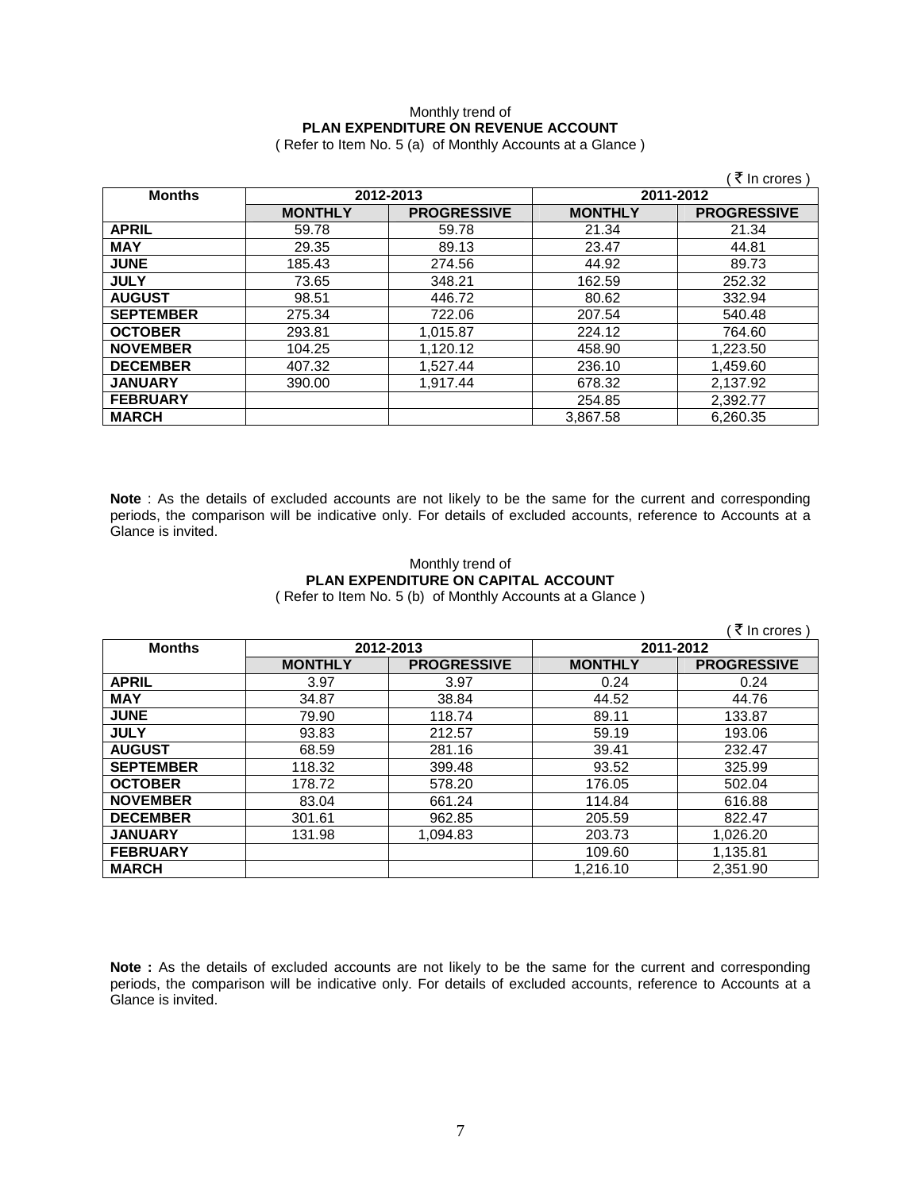Monthly trend of

**PLAN EXPENDITURE ON REVENUE ACCOUNT**

( Refer to Item No. 5 (a) of Monthly Accounts at a Glance )

( ₹ In crores )

| Months | 2012-2013 | | 2011-2012 | |
|---|---|---|---|---|
| | **MONTHLY** | **PROGRESSIVE** | **MONTHLY** | **PROGRESSIVE** |
| **APRIL** | 59.78 | 59.78 | 21.34 | 21.34 |
| **MAY** | 29.35 | 89.13 | 23.47 | 44.81 |
| **JUNE** | 185.43 | 274.56 | 44.92 | 89.73 |
| **JULY** | 73.65 | 348.21 | 162.59 | 252.32 |
| **AUGUST** | 98.51 | 446.72 | 80.62 | 332.94 |
| **SEPTEMBER** | 275.34 | 722.06 | 207.54 | 540.48 |
| **OCTOBER** | 293.81 | 1,015.87 | 224.12 | 764.60 |
| **NOVEMBER** | 104.25 | 1,120.12 | 458.90 | 1,223.50 |
| **DECEMBER** | 407.32 | 1,527.44 | 236.10 | 1,459.60 |
| **JANUARY** | 390.00 | 1,917.44 | 678.32 | 2,137.92 |
| **FEBRUARY** | | | 254.85 | 2,392.77 |
| **MARCH** | | | 3,867.58 | 6,260.35 |

**Note** : As the details of excluded accounts are not likely to be the same for the current and corresponding periods, the comparison will be indicative only. For details of excluded accounts, reference to Accounts at a Glance is invited.

Monthly trend of

**PLAN EXPENDITURE ON CAPITAL ACCOUNT**

( Refer to Item No. 5 (b) of Monthly Accounts at a Glance )

( ₹ In crores )

| Months | 2012-2013 | | 2011-2012 | |
|---|---|---|---|---|
| | **MONTHLY** | **PROGRESSIVE** | **MONTHLY** | **PROGRESSIVE** |
| **APRIL** | 3.97 | 3.97 | 0.24 | 0.24 |
| **MAY** | 34.87 | 38.84 | 44.52 | 44.76 |
| **JUNE** | 79.90 | 118.74 | 89.11 | 133.87 |
| **JULY** | 93.83 | 212.57 | 59.19 | 193.06 |
| **AUGUST** | 68.59 | 281.16 | 39.41 | 232.47 |
| **SEPTEMBER** | 118.32 | 399.48 | 93.52 | 325.99 |
| **OCTOBER** | 178.72 | 578.20 | 176.05 | 502.04 |
| **NOVEMBER** | 83.04 | 661.24 | 114.84 | 616.88 |
| **DECEMBER** | 301.61 | 962.85 | 205.59 | 822.47 |
| **JANUARY** | 131.98 | 1,094.83 | 203.73 | 1,026.20 |
| **FEBRUARY** | | | 109.60 | 1,135.81 |
| **MARCH** | | | 1,216.10 | 2,351.90 |

**Note :** As the details of excluded accounts are not likely to be the same for the current and corresponding periods, the comparison will be indicative only. For details of excluded accounts, reference to Accounts at a Glance is invited.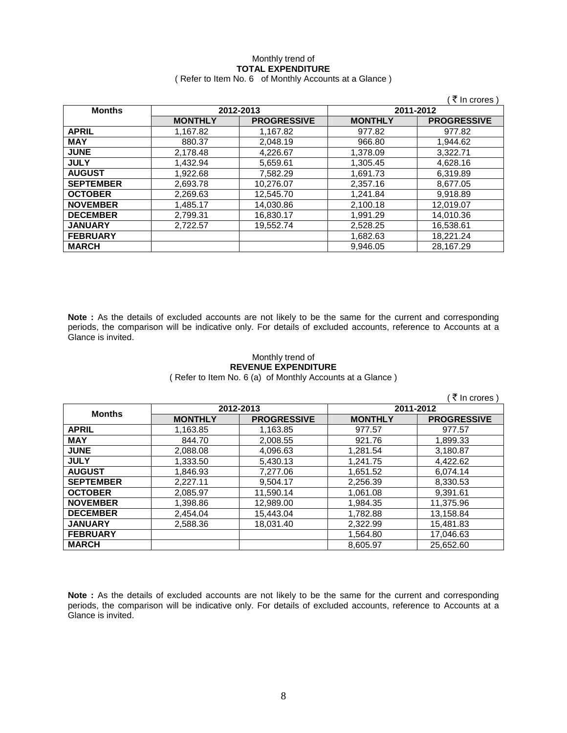Monthly trend of
**TOTAL EXPENDITURE**
( Refer to Item No. 6 of Monthly Accounts at a Glance )

( ₹ In crores )

| Months | 2012-2013 | | 2011-2012 | |
|---|---|---|---|---|
| | **MONTHLY** | **PROGRESSIVE** | **MONTHLY** | **PROGRESSIVE** |
| **APRIL** | 1,167.82 | 1,167.82 | 977.82 | 977.82 |
| **MAY** | 880.37 | 2,048.19 | 966.80 | 1,944.62 |
| **JUNE** | 2,178.48 | 4,226.67 | 1,378.09 | 3,322.71 |
| **JULY** | 1,432.94 | 5,659.61 | 1,305.45 | 4,628.16 |
| **AUGUST** | 1,922.68 | 7,582.29 | 1,691.73 | 6,319.89 |
| **SEPTEMBER** | 2,693.78 | 10,276.07 | 2,357.16 | 8,677.05 |
| **OCTOBER** | 2,269.63 | 12,545.70 | 1,241.84 | 9,918.89 |
| **NOVEMBER** | 1,485.17 | 14,030.86 | 2,100.18 | 12,019.07 |
| **DECEMBER** | 2,799.31 | 16,830.17 | 1,991.29 | 14,010.36 |
| **JANUARY** | 2,722.57 | 19,552.74 | 2,528.25 | 16,538.61 |
| **FEBRUARY** | | | 1,682.63 | 18,221.24 |
| **MARCH** | | | 9,946.05 | 28,167.29 |

**Note :** As the details of excluded accounts are not likely to be the same for the current and corresponding periods, the comparison will be indicative only. For details of excluded accounts, reference to Accounts at a Glance is invited.

Monthly trend of
**REVENUE EXPENDITURE**
( Refer to Item No. 6 (a) of Monthly Accounts at a Glance )

( ₹ In crores )

| Months | 2012-2013 | | 2011-2012 | |
|---|---|---|---|---|
| | **MONTHLY** | **PROGRESSIVE** | **MONTHLY** | **PROGRESSIVE** |
| **APRIL** | 1,163.85 | 1,163.85 | 977.57 | 977.57 |
| **MAY** | 844.70 | 2,008.55 | 921.76 | 1,899.33 |
| **JUNE** | 2,088.08 | 4,096.63 | 1,281.54 | 3,180.87 |
| **JULY** | 1,333.50 | 5,430.13 | 1,241.75 | 4,422.62 |
| **AUGUST** | 1,846.93 | 7,277.06 | 1,651.52 | 6,074.14 |
| **SEPTEMBER** | 2,227.11 | 9,504.17 | 2,256.39 | 8,330.53 |
| **OCTOBER** | 2,085.97 | 11,590.14 | 1,061.08 | 9,391.61 |
| **NOVEMBER** | 1,398.86 | 12,989.00 | 1,984.35 | 11,375.96 |
| **DECEMBER** | 2,454.04 | 15,443.04 | 1,782.88 | 13,158.84 |
| **JANUARY** | 2,588.36 | 18,031.40 | 2,322.99 | 15,481.83 |
| **FEBRUARY** | | | 1,564.80 | 17,046.63 |
| **MARCH** | | | 8,605.97 | 25,652.60 |

**Note :** As the details of excluded accounts are not likely to be the same for the current and corresponding periods, the comparison will be indicative only. For details of excluded accounts, reference to Accounts at a Glance is invited.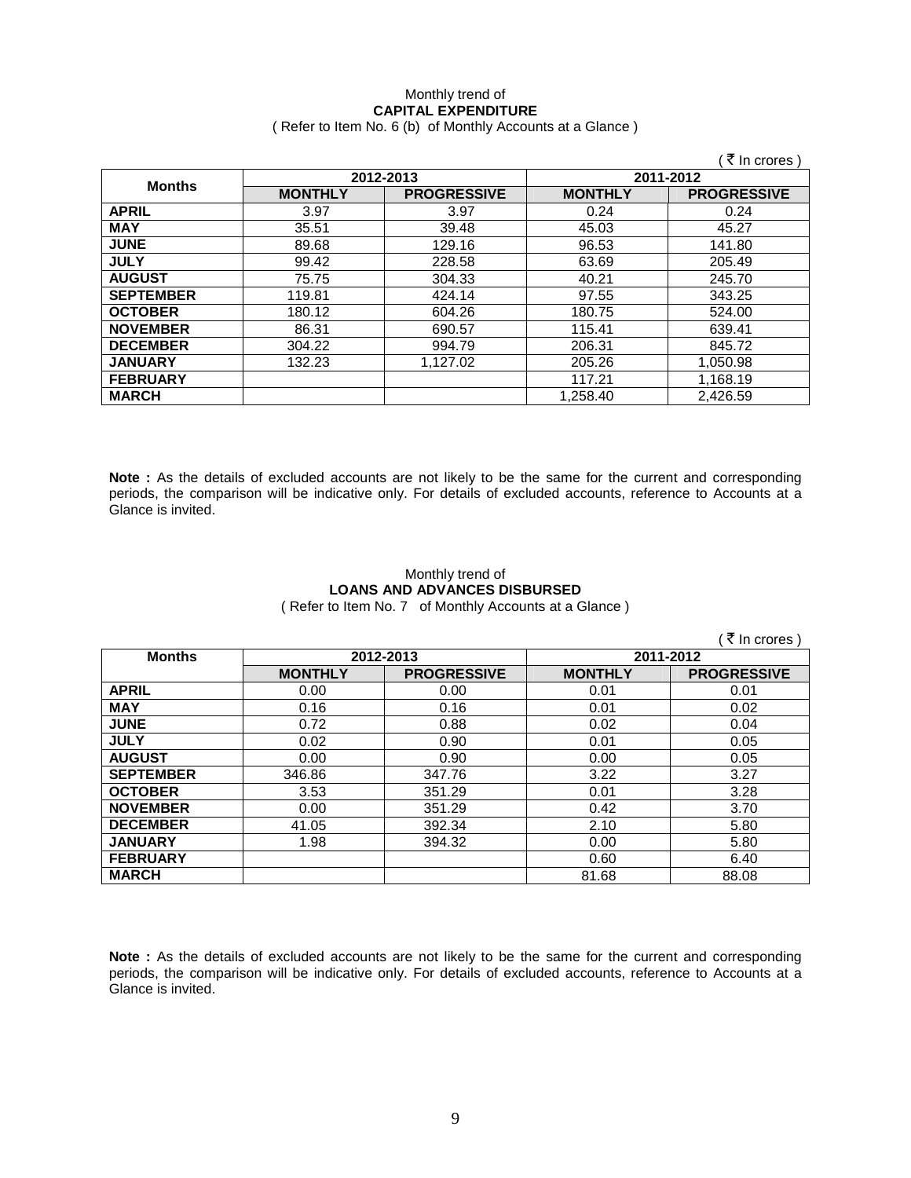Monthly trend of
**CAPITAL EXPENDITURE**
( Refer to Item No. 6 (b) of Monthly Accounts at a Glance )

( ₹ In crores )

| Months | 2012-2013 | | 2011-2012 | |
|---|---|---|---|---|
| | MONTHLY | PROGRESSIVE | MONTHLY | PROGRESSIVE |
| APRIL | 3.97 | 3.97 | 0.24 | 0.24 |
| MAY | 35.51 | 39.48 | 45.03 | 45.27 |
| JUNE | 89.68 | 129.16 | 96.53 | 141.80 |
| JULY | 99.42 | 228.58 | 63.69 | 205.49 |
| AUGUST | 75.75 | 304.33 | 40.21 | 245.70 |
| SEPTEMBER | 119.81 | 424.14 | 97.55 | 343.25 |
| OCTOBER | 180.12 | 604.26 | 180.75 | 524.00 |
| NOVEMBER | 86.31 | 690.57 | 115.41 | 639.41 |
| DECEMBER | 304.22 | 994.79 | 206.31 | 845.72 |
| JANUARY | 132.23 | 1,127.02 | 205.26 | 1,050.98 |
| FEBRUARY | | | 117.21 | 1,168.19 |
| MARCH | | | 1,258.40 | 2,426.59 |

**Note :** As the details of excluded accounts are not likely to be the same for the current and corresponding periods, the comparison will be indicative only. For details of excluded accounts, reference to Accounts at a Glance is invited.

Monthly trend of
**LOANS AND ADVANCES DISBURSED**
( Refer to Item No. 7 of Monthly Accounts at a Glance )

( ₹ In crores )

| Months | 2012-2013 | | 2011-2012 | |
|---|---|---|---|---|
| | MONTHLY | PROGRESSIVE | MONTHLY | PROGRESSIVE |
| APRIL | 0.00 | 0.00 | 0.01 | 0.01 |
| MAY | 0.16 | 0.16 | 0.01 | 0.02 |
| JUNE | 0.72 | 0.88 | 0.02 | 0.04 |
| JULY | 0.02 | 0.90 | 0.01 | 0.05 |
| AUGUST | 0.00 | 0.90 | 0.00 | 0.05 |
| SEPTEMBER | 346.86 | 347.76 | 3.22 | 3.27 |
| OCTOBER | 3.53 | 351.29 | 0.01 | 3.28 |
| NOVEMBER | 0.00 | 351.29 | 0.42 | 3.70 |
| DECEMBER | 41.05 | 392.34 | 2.10 | 5.80 |
| JANUARY | 1.98 | 394.32 | 0.00 | 5.80 |
| FEBRUARY | | | 0.60 | 6.40 |
| MARCH | | | 81.68 | 88.08 |

**Note :** As the details of excluded accounts are not likely to be the same for the current and corresponding periods, the comparison will be indicative only. For details of excluded accounts, reference to Accounts at a Glance is invited.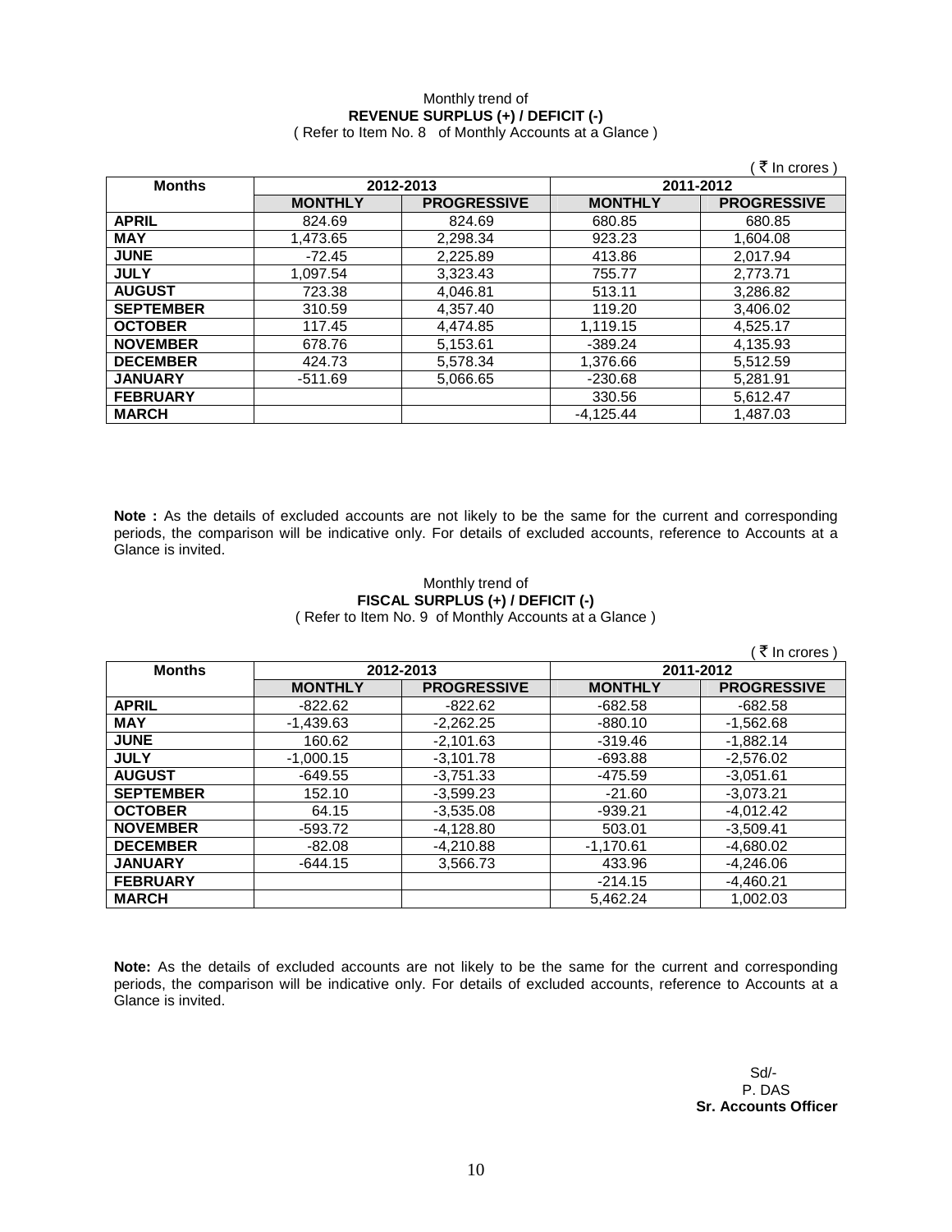Monthly trend of
**REVENUE SURPLUS (+) / DEFICIT (-)**
( Refer to Item No. 8 of Monthly Accounts at a Glance )

( ₹ In crores )

| Months | 2012-2013 | | 2011-2012 | |
|---|---|---|---|---|
| | MONTHLY | PROGRESSIVE | MONTHLY | PROGRESSIVE |
| APRIL | 824.69 | 824.69 | 680.85 | 680.85 |
| MAY | 1,473.65 | 2,298.34 | 923.23 | 1,604.08 |
| JUNE | -72.45 | 2,225.89 | 413.86 | 2,017.94 |
| JULY | 1,097.54 | 3,323.43 | 755.77 | 2,773.71 |
| AUGUST | 723.38 | 4,046.81 | 513.11 | 3,286.82 |
| SEPTEMBER | 310.59 | 4,357.40 | 119.20 | 3,406.02 |
| OCTOBER | 117.45 | 4,474.85 | 1,119.15 | 4,525.17 |
| NOVEMBER | 678.76 | 5,153.61 | -389.24 | 4,135.93 |
| DECEMBER | 424.73 | 5,578.34 | 1,376.66 | 5,512.59 |
| JANUARY | -511.69 | 5,066.65 | -230.68 | 5,281.91 |
| FEBRUARY | | | 330.56 | 5,612.47 |
| MARCH | | | -4,125.44 | 1,487.03 |

**Note :** As the details of excluded accounts are not likely to be the same for the current and corresponding periods, the comparison will be indicative only. For details of excluded accounts, reference to Accounts at a Glance is invited.

Monthly trend of
**FISCAL SURPLUS (+) / DEFICIT (-)**
( Refer to Item No. 9 of Monthly Accounts at a Glance )

( ₹ In crores )

| Months | 2012-2013 | | 2011-2012 | |
|---|---|---|---|---|
| | MONTHLY | PROGRESSIVE | MONTHLY | PROGRESSIVE |
| APRIL | -822.62 | -822.62 | -682.58 | -682.58 |
| MAY | -1,439.63 | -2,262.25 | -880.10 | -1,562.68 |
| JUNE | 160.62 | -2,101.63 | -319.46 | -1,882.14 |
| JULY | -1,000.15 | -3,101.78 | -693.88 | -2,576.02 |
| AUGUST | -649.55 | -3,751.33 | -475.59 | -3,051.61 |
| SEPTEMBER | 152.10 | -3,599.23 | -21.60 | -3,073.21 |
| OCTOBER | 64.15 | -3,535.08 | -939.21 | -4,012.42 |
| NOVEMBER | -593.72 | -4,128.80 | 503.01 | -3,509.41 |
| DECEMBER | -82.08 | -4,210.88 | -1,170.61 | -4,680.02 |
| JANUARY | -644.15 | 3,566.73 | 433.96 | -4,246.06 |
| FEBRUARY | | | -214.15 | -4,460.21 |
| MARCH | | | 5,462.24 | 1,002.03 |

**Note:** As the details of excluded accounts are not likely to be the same for the current and corresponding periods, the comparison will be indicative only. For details of excluded accounts, reference to Accounts at a Glance is invited.

Sd/-
P. DAS
**Sr. Accounts Officer**